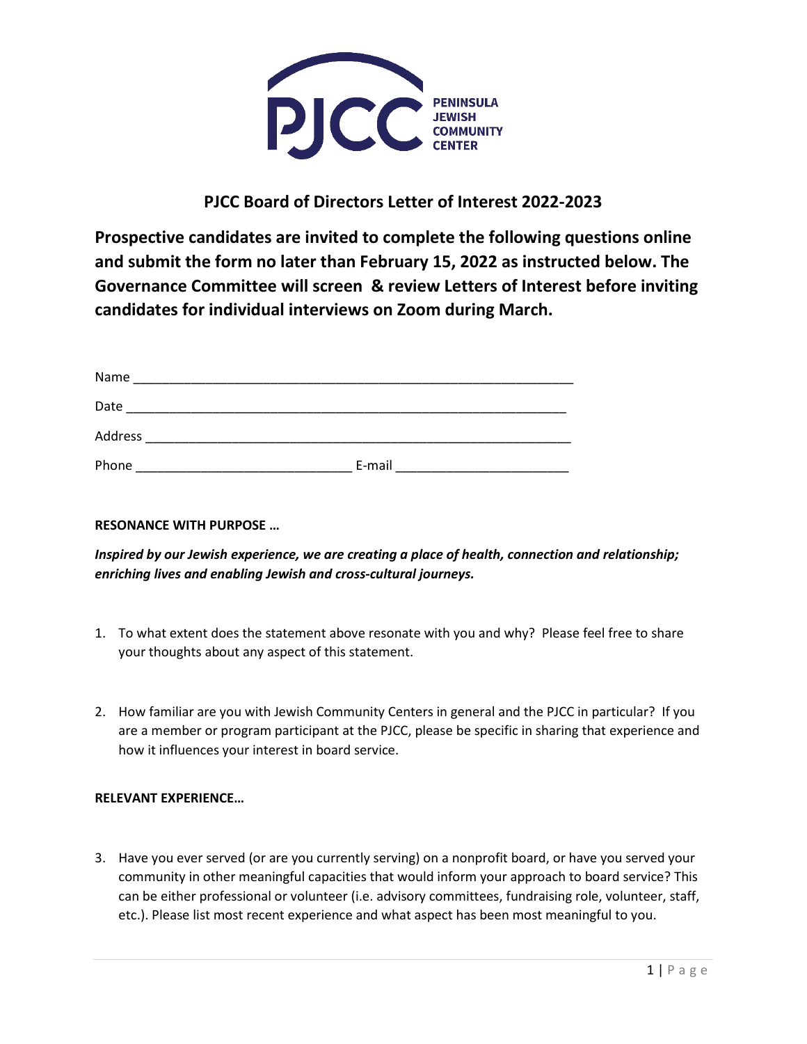PENINSULA JEWISH COMMUNITY CENTER

# PJCC Board of Directors Letter of Interest 2022-2023

**Prospective candidates are invited to complete the following questions online and submit the form no later than February 15, 2022 as instructed below. The Governance Committee will screen & review Letters of Interest before inviting candidates for individual interviews on Zoom during March.**

Name ____________________________________________________________

Date ____________________________________________________________

Address __________________________________________________________

Phone _____________________________ E-mail _______________________

**RESONANCE WITH PURPOSE …**

***Inspired by our Jewish experience, we are creating a place of health, connection and relationship; enriching lives and enabling Jewish and cross-cultural journeys.***

1. To what extent does the statement above resonate with you and why? Please feel free to share your thoughts about any aspect of this statement.

2. How familiar are you with Jewish Community Centers in general and the PJCC in particular? If you are a member or program participant at the PJCC, please be specific in sharing that experience and how it influences your interest in board service.

**RELEVANT EXPERIENCE…**

3. Have you ever served (or are you currently serving) on a nonprofit board, or have you served your community in other meaningful capacities that would inform your approach to board service? This can be either professional or volunteer (i.e. advisory committees, fundraising role, volunteer, staff, etc.). Please list most recent experience and what aspect has been most meaningful to you.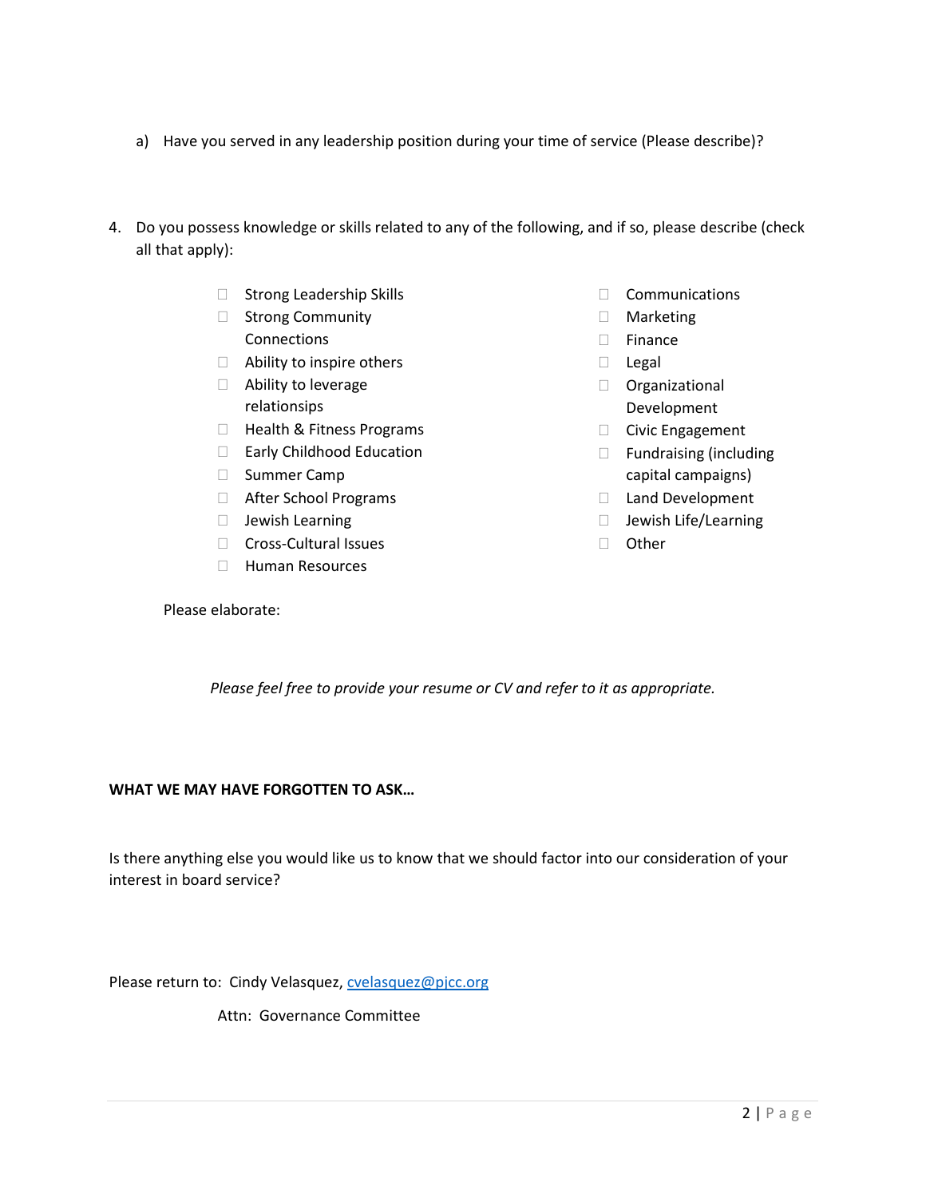a) Have you served in any leadership position during your time of service (Please describe)?

4. Do you possess knowledge or skills related to any of the following, and if so, please describe (check all that apply):

- ☐ Strong Leadership Skills
- ☐ Strong Community Connections
- ☐ Ability to inspire others
- ☐ Ability to leverage relationsips
- ☐ Health & Fitness Programs
- ☐ Early Childhood Education
- ☐ Summer Camp
- ☐ After School Programs
- ☐ Jewish Learning
- ☐ Cross-Cultural Issues
- ☐ Human Resources
- ☐ Communications
- ☐ Marketing
- ☐ Finance
- ☐ Legal
- ☐ Organizational Development
- ☐ Civic Engagement
- ☐ Fundraising (including capital campaigns)
- ☐ Land Development
- ☐ Jewish Life/Learning
- ☐ Other

Please elaborate:

*Please feel free to provide your resume or CV and refer to it as appropriate.*

**WHAT WE MAY HAVE FORGOTTEN TO ASK…**

Is there anything else you would like us to know that we should factor into our consideration of your interest in board service?

Please return to: Cindy Velasquez, cvelasquez@pjcc.org

Attn: Governance Committee